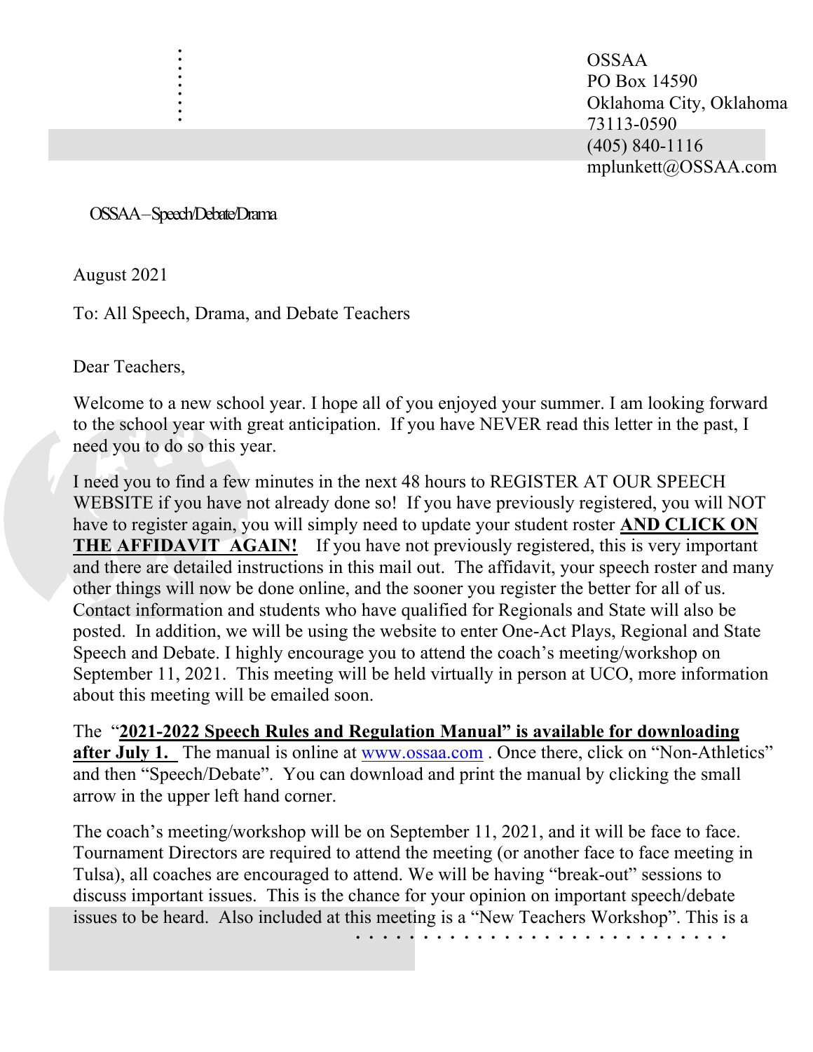OSSAA
PO Box 14590
Oklahoma City, Oklahoma
73113-0590
(405) 840-1116
mplunkett@OSSAA.com

OSSAA – Speech/Debate/Drama

August 2021

To: All Speech, Drama, and Debate Teachers

Dear Teachers,

Welcome to a new school year. I hope all of you enjoyed your summer. I am looking forward to the school year with great anticipation. If you have NEVER read this letter in the past, I need you to do so this year.

I need you to find a few minutes in the next 48 hours to REGISTER AT OUR SPEECH WEBSITE if you have not already done so! If you have previously registered, you will NOT have to register again, you will simply need to update your student roster **AND CLICK ON THE AFFIDAVIT AGAIN!** If you have not previously registered, this is very important and there are detailed instructions in this mail out. The affidavit, your speech roster and many other things will now be done online, and the sooner you register the better for all of us. Contact information and students who have qualified for Regionals and State will also be posted. In addition, we will be using the website to enter One-Act Plays, Regional and State Speech and Debate. I highly encourage you to attend the coach's meeting/workshop on September 11, 2021. This meeting will be held virtually in person at UCO, more information about this meeting will be emailed soon.

The "**2021-2022 Speech Rules and Regulation Manual" is available for downloading after July 1.** The manual is online at www.ossaa.com . Once there, click on "Non-Athletics" and then "Speech/Debate". You can download and print the manual by clicking the small arrow in the upper left hand corner.

The coach's meeting/workshop will be on September 11, 2021, and it will be face to face. Tournament Directors are required to attend the meeting (or another face to face meeting in Tulsa), all coaches are encouraged to attend. We will be having "break-out" sessions to discuss important issues. This is the chance for your opinion on important speech/debate issues to be heard. Also included at this meeting is a "New Teachers Workshop". This is a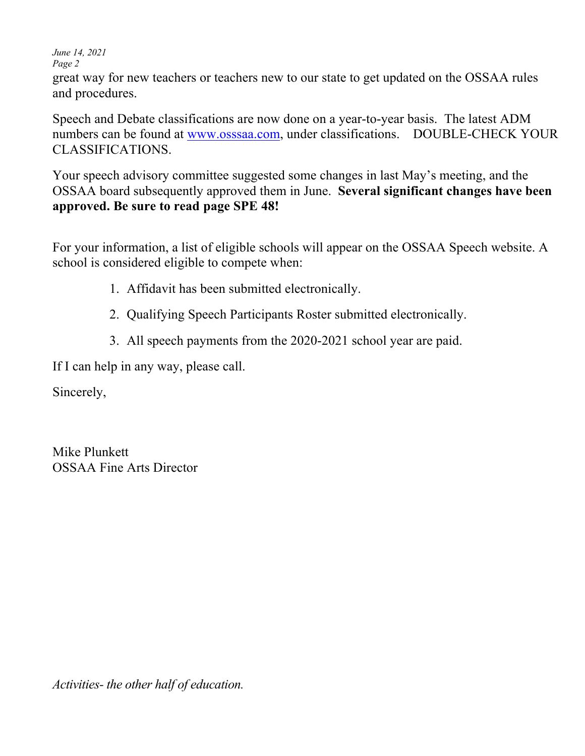great way for new teachers or teachers new to our state to get updated on the OSSAA rules and procedures.

Speech and Debate classifications are now done on a year-to-year basis. The latest ADM numbers can be found at [www.osssaa.com](www.osssaa.com), under classifications. DOUBLE-CHECK YOUR CLASSIFICATIONS.

Your speech advisory committee suggested some changes in last May's meeting, and the OSSAA board subsequently approved them in June. **Several significant changes have been approved. Be sure to read page SPE 48!**

For your information, a list of eligible schools will appear on the OSSAA Speech website. A school is considered eligible to compete when:

1. Affidavit has been submitted electronically.
2. Qualifying Speech Participants Roster submitted electronically.
3. All speech payments from the 2020-2021 school year are paid.

If I can help in any way, please call.

Sincerely,

Mike Plunkett
OSSAA Fine Arts Director

*Activities- the other half of education.*